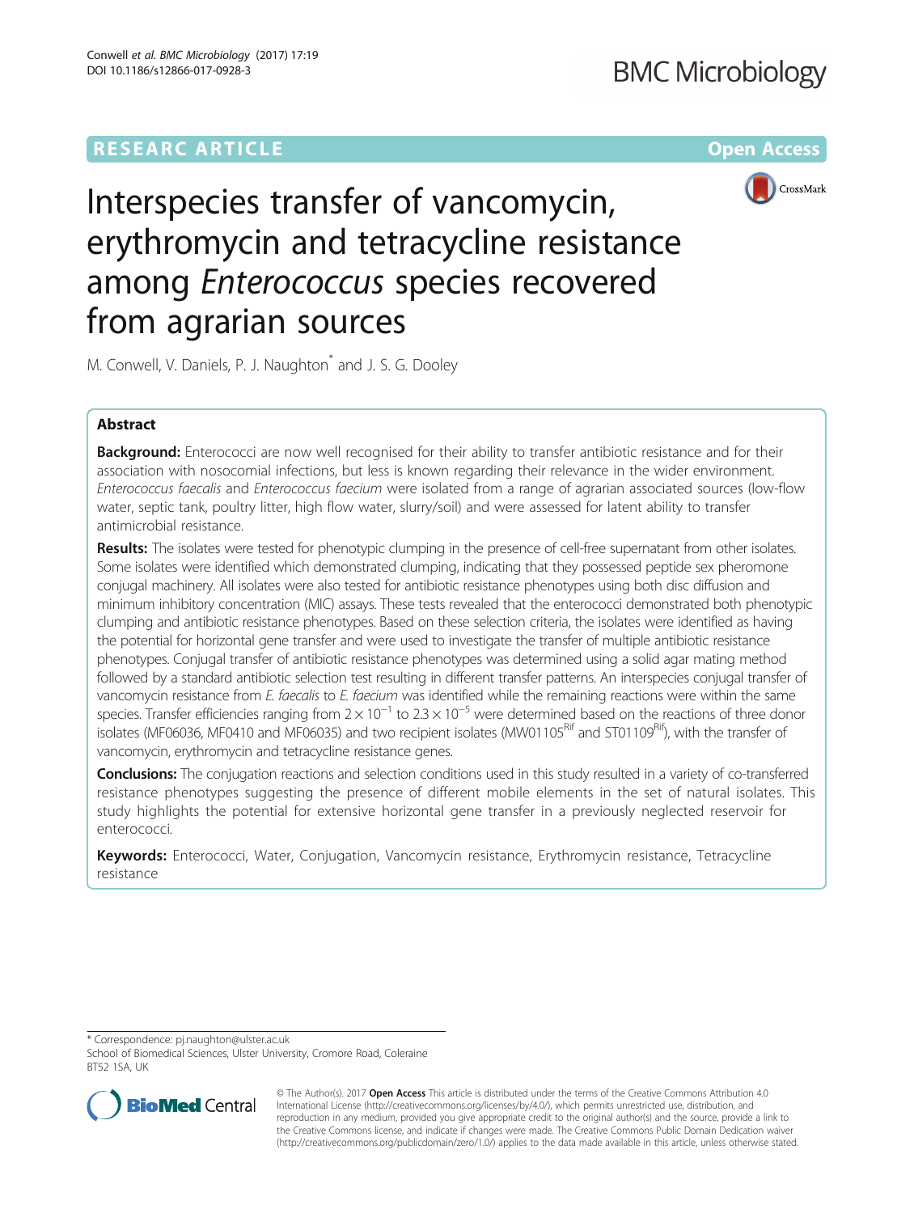RESEARCH ARTICLE

Open Access

# Interspecies transfer of vancomycin, erythromycin and tetracycline resistance among *Enterococcus* species recovered from agrarian sources

M. Conwell, V. Daniels, P. J. Naughton* and J. S. G. Dooley

## Abstract

**Background:** Enterococci are now well recognised for their ability to transfer antibiotic resistance and for their association with nosocomial infections, but less is known regarding their relevance in the wider environment. *Enterococcus faecalis* and *Enterococcus faecium* were isolated from a range of agrarian associated sources (low-flow water, septic tank, poultry litter, high flow water, slurry/soil) and were assessed for latent ability to transfer antimicrobial resistance.

**Results:** The isolates were tested for phenotypic clumping in the presence of cell-free supernatant from other isolates. Some isolates were identified which demonstrated clumping, indicating that they possessed peptide sex pheromone conjugal machinery. All isolates were also tested for antibiotic resistance phenotypes using both disc diffusion and minimum inhibitory concentration (MIC) assays. These tests revealed that the enterococci demonstrated both phenotypic clumping and antibiotic resistance phenotypes. Based on these selection criteria, the isolates were identified as having the potential for horizontal gene transfer and were used to investigate the transfer of multiple antibiotic resistance phenotypes. Conjugal transfer of antibiotic resistance phenotypes was determined using a solid agar mating method followed by a standard antibiotic selection test resulting in different transfer patterns. An interspecies conjugal transfer of vancomycin resistance from *E. faecalis* to *E. faecium* was identified while the remaining reactions were within the same species. Transfer efficiencies ranging from $2 \times 10^{-1}$ to $2.3 \times 10^{-5}$ were determined based on the reactions of three donor isolates (MF06036, MF0410 and MF06035) and two recipient isolates (MW01105$^{Rif}$ and ST01109$^{Rif}$), with the transfer of vancomycin, erythromycin and tetracycline resistance genes.

**Conclusions:** The conjugation reactions and selection conditions used in this study resulted in a variety of co-transferred resistance phenotypes suggesting the presence of different mobile elements in the set of natural isolates. This study highlights the potential for extensive horizontal gene transfer in a previously neglected reservoir for enterococci.

**Keywords:** Enterococci, Water, Conjugation, Vancomycin resistance, Erythromycin resistance, Tetracycline resistance

* Correspondence: pj.naughton@ulster.ac.uk
School of Biomedical Sciences, Ulster University, Cromore Road, Coleraine BT52 1SA, UK

© The Author(s). 2017 **Open Access** This article is distributed under the terms of the Creative Commons Attribution 4.0 International License (http://creativecommons.org/licenses/by/4.0/), which permits unrestricted use, distribution, and reproduction in any medium, provided you give appropriate credit to the original author(s) and the source, provide a link to the Creative Commons license, and indicate if changes were made. The Creative Commons Public Domain Dedication waiver (http://creativecommons.org/publicdomain/zero/1.0/) applies to the data made available in this article, unless otherwise stated.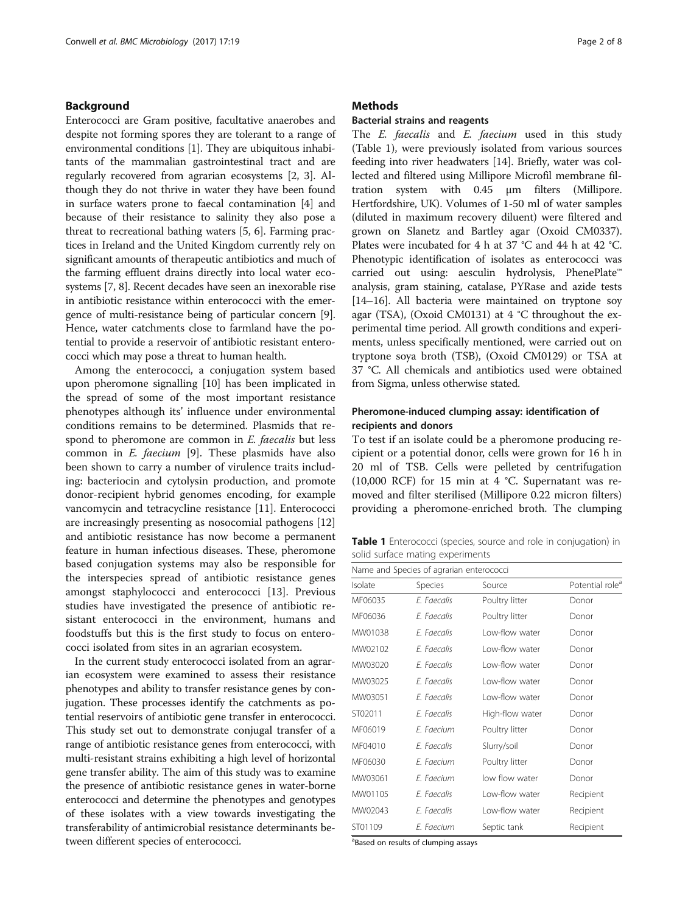## Background

Enterococci are Gram positive, facultative anaerobes and despite not forming spores they are tolerant to a range of environmental conditions [1]. They are ubiquitous inhabitants of the mammalian gastrointestinal tract and are regularly recovered from agrarian ecosystems [2, 3]. Although they do not thrive in water they have been found in surface waters prone to faecal contamination [4] and because of their resistance to salinity they also pose a threat to recreational bathing waters [5, 6]. Farming practices in Ireland and the United Kingdom currently rely on significant amounts of therapeutic antibiotics and much of the farming effluent drains directly into local water ecosystems [7, 8]. Recent decades have seen an inexorable rise in antibiotic resistance within enterococci with the emergence of multi-resistance being of particular concern [9]. Hence, water catchments close to farmland have the potential to provide a reservoir of antibiotic resistant enterococci which may pose a threat to human health.

Among the enterococci, a conjugation system based upon pheromone signalling [10] has been implicated in the spread of some of the most important resistance phenotypes although its' influence under environmental conditions remains to be determined. Plasmids that respond to pheromone are common in *E. faecalis* but less common in *E. faecium* [9]. These plasmids have also been shown to carry a number of virulence traits including: bacteriocin and cytolysin production, and promote donor-recipient hybrid genomes encoding, for example vancomycin and tetracycline resistance [11]. Enterococci are increasingly presenting as nosocomial pathogens [12] and antibiotic resistance has now become a permanent feature in human infectious diseases. These, pheromone based conjugation systems may also be responsible for the interspecies spread of antibiotic resistance genes amongst staphylococci and enterococci [13]. Previous studies have investigated the presence of antibiotic resistant enterococci in the environment, humans and foodstuffs but this is the first study to focus on enterococci isolated from sites in an agrarian ecosystem.

In the current study enterococci isolated from an agrarian ecosystem were examined to assess their resistance phenotypes and ability to transfer resistance genes by conjugation. These processes identify the catchments as potential reservoirs of antibiotic gene transfer in enterococci. This study set out to demonstrate conjugal transfer of a range of antibiotic resistance genes from enterococci, with multi-resistant strains exhibiting a high level of horizontal gene transfer ability. The aim of this study was to examine the presence of antibiotic resistance genes in water-borne enterococci and determine the phenotypes and genotypes of these isolates with a view towards investigating the transferability of antimicrobial resistance determinants between different species of enterococci.

## Methods

### Bacterial strains and reagents

The *E. faecalis* and *E. faecium* used in this study (Table 1), were previously isolated from various sources feeding into river headwaters [14]. Briefly, water was collected and filtered using Millipore Microfil membrane filtration system with 0.45 μm filters (Millipore. Hertfordshire, UK). Volumes of 1-50 ml of water samples (diluted in maximum recovery diluent) were filtered and grown on Slanetz and Bartley agar (Oxoid CM0337). Plates were incubated for 4 h at 37 °C and 44 h at 42 °C. Phenotypic identification of isolates as enterococci was carried out using: aesculin hydrolysis, PhenePlate™ analysis, gram staining, catalase, PYRase and azide tests [14–16]. All bacteria were maintained on tryptone soy agar (TSA), (Oxoid CM0131) at 4 °C throughout the experimental time period. All growth conditions and experiments, unless specifically mentioned, were carried out on tryptone soya broth (TSB), (Oxoid CM0129) or TSA at 37 °C. All chemicals and antibiotics used were obtained from Sigma, unless otherwise stated.

### Pheromone-induced clumping assay: identification of recipients and donors

To test if an isolate could be a pheromone producing recipient or a potential donor, cells were grown for 16 h in 20 ml of TSB. Cells were pelleted by centrifugation (10,000 RCF) for 15 min at 4 °C. Supernatant was removed and filter sterilised (Millipore 0.22 micron filters) providing a pheromone-enriched broth. The clumping

**Table 1** Enterococci (species, source and role in conjugation) in solid surface mating experiments

| Name and Species of agrarian enterococci | | | |
|---|---|---|---|
| Isolate | Species | Source | Potential role[a] |
| MF06035 | E. Faecalis | Poultry litter | Donor |
| MF06036 | E. Faecalis | Poultry litter | Donor |
| MW01038 | E. Faecalis | Low-flow water | Donor |
| MW02102 | E. Faecalis | Low-flow water | Donor |
| MW03020 | E. Faecalis | Low-flow water | Donor |
| MW03025 | E. Faecalis | Low-flow water | Donor |
| MW03051 | E. Faecalis | Low-flow water | Donor |
| ST02011 | E. Faecalis | High-flow water | Donor |
| MF06019 | E. Faecium | Poultry litter | Donor |
| MF04010 | E. Faecalis | Slurry/soil | Donor |
| MF06030 | E. Faecium | Poultry litter | Donor |
| MW03061 | E. Faecium | low flow water | Donor |
| MW01105 | E. Faecalis | Low-flow water | Recipient |
| MW02043 | E. Faecalis | Low-flow water | Recipient |
| ST01109 | E. Faecium | Septic tank | Recipient |

[a]Based on results of clumping assays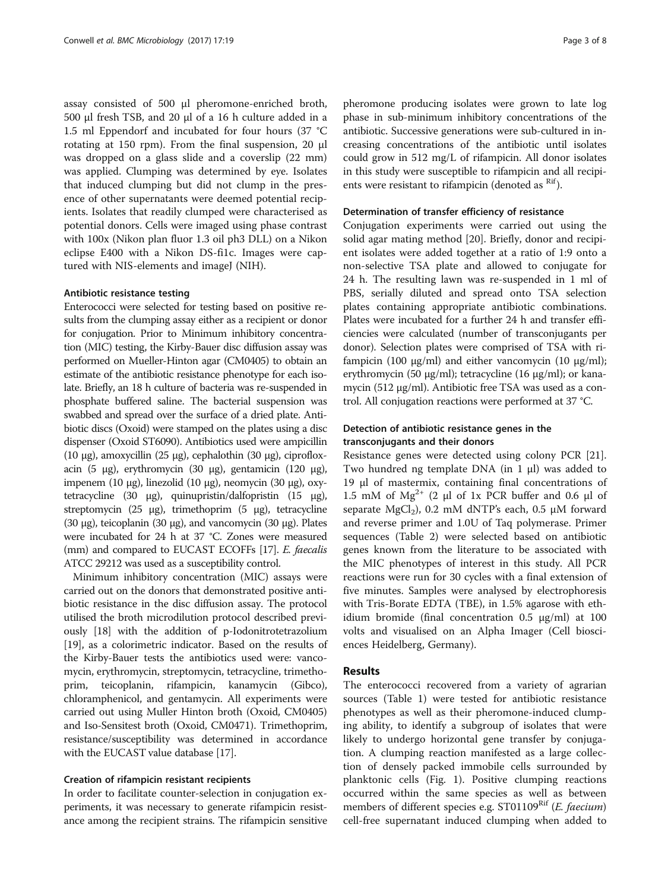assay consisted of 500 μl pheromone-enriched broth, 500 μl fresh TSB, and 20 μl of a 16 h culture added in a 1.5 ml Eppendorf and incubated for four hours (37 °C rotating at 150 rpm). From the final suspension, 20 μl was dropped on a glass slide and a coverslip (22 mm) was applied. Clumping was determined by eye. Isolates that induced clumping but did not clump in the presence of other supernatants were deemed potential recipients. Isolates that readily clumped were characterised as potential donors. Cells were imaged using phase contrast with 100x (Nikon plan fluor 1.3 oil ph3 DLL) on a Nikon eclipse E400 with a Nikon DS-fi1c. Images were captured with NIS-elements and imageJ (NIH).

#### Antibiotic resistance testing

Enterococci were selected for testing based on positive results from the clumping assay either as a recipient or donor for conjugation. Prior to Minimum inhibitory concentration (MIC) testing, the Kirby-Bauer disc diffusion assay was performed on Mueller-Hinton agar (CM0405) to obtain an estimate of the antibiotic resistance phenotype for each isolate. Briefly, an 18 h culture of bacteria was re-suspended in phosphate buffered saline. The bacterial suspension was swabbed and spread over the surface of a dried plate. Antibiotic discs (Oxoid) were stamped on the plates using a disc dispenser (Oxoid ST6090). Antibiotics used were ampicillin (10 μg), amoxycillin (25 μg), cephalothin (30 μg), ciprofloxacin (5 μg), erythromycin (30 μg), gentamicin (120 μg), impenem (10 μg), linezolid (10 μg), neomycin (30 μg), oxytetracycline (30 μg), quinupristin/dalfopristin (15 μg), streptomycin (25 μg), trimethoprim (5 μg), tetracycline (30 μg), teicoplanin (30 μg), and vancomycin (30 μg). Plates were incubated for 24 h at 37 °C. Zones were measured (mm) and compared to EUCAST ECOFFs [17]. *E. faecalis* ATCC 29212 was used as a susceptibility control.

Minimum inhibitory concentration (MIC) assays were carried out on the donors that demonstrated positive antibiotic resistance in the disc diffusion assay. The protocol utilised the broth microdilution protocol described previously [18] with the addition of p-Iodonitrotetrazolium [19], as a colorimetric indicator. Based on the results of the Kirby-Bauer tests the antibiotics used were: vancomycin, erythromycin, streptomycin, tetracycline, trimethoprim, teicoplanin, rifampicin, kanamycin (Gibco), chloramphenicol, and gentamycin. All experiments were carried out using Muller Hinton broth (Oxoid, CM0405) and Iso-Sensitest broth (Oxoid, CM0471). Trimethoprim, resistance/susceptibility was determined in accordance with the EUCAST value database [17].

#### Creation of rifampicin resistant recipients

In order to facilitate counter-selection in conjugation experiments, it was necessary to generate rifampicin resistance among the recipient strains. The rifampicin sensitive pheromone producing isolates were grown to late log phase in sub-minimum inhibitory concentrations of the antibiotic. Successive generations were sub-cultured in increasing concentrations of the antibiotic until isolates could grow in 512 mg/L of rifampicin. All donor isolates in this study were susceptible to rifampicin and all recipients were resistant to rifampicin (denoted as $^{Rif}$).

#### Determination of transfer efficiency of resistance

Conjugation experiments were carried out using the solid agar mating method [20]. Briefly, donor and recipient isolates were added together at a ratio of 1:9 onto a non-selective TSA plate and allowed to conjugate for 24 h. The resulting lawn was re-suspended in 1 ml of PBS, serially diluted and spread onto TSA selection plates containing appropriate antibiotic combinations. Plates were incubated for a further 24 h and transfer efficiencies were calculated (number of transconjugants per donor). Selection plates were comprised of TSA with rifampicin (100 μg/ml) and either vancomycin (10 μg/ml); erythromycin (50 μg/ml); tetracycline (16 μg/ml); or kanamycin (512 μg/ml). Antibiotic free TSA was used as a control. All conjugation reactions were performed at 37 °C.

#### Detection of antibiotic resistance genes in the transconjugants and their donors

Resistance genes were detected using colony PCR [21]. Two hundred ng template DNA (in 1 μl) was added to 19 μl of mastermix, containing final concentrations of 1.5 mM of $Mg^{2+}$ (2 μl of 1x PCR buffer and 0.6 μl of separate $MgCl_2$), 0.2 mM dNTP's each, 0.5 μM forward and reverse primer and 1.0U of Taq polymerase. Primer sequences (Table 2) were selected based on antibiotic genes known from the literature to be associated with the MIC phenotypes of interest in this study. All PCR reactions were run for 30 cycles with a final extension of five minutes. Samples were analysed by electrophoresis with Tris-Borate EDTA (TBE), in 1.5% agarose with ethidium bromide (final concentration 0.5 μg/ml) at 100 volts and visualised on an Alpha Imager (Cell biosciences Heidelberg, Germany).

## Results

The enterococci recovered from a variety of agrarian sources (Table 1) were tested for antibiotic resistance phenotypes as well as their pheromone-induced clumping ability, to identify a subgroup of isolates that were likely to undergo horizontal gene transfer by conjugation. A clumping reaction manifested as a large collection of densely packed immobile cells surrounded by planktonic cells (Fig. 1). Positive clumping reactions occurred within the same species as well as between members of different species e.g. ST01109$^{Rif}$ (*E. faecium*) cell-free supernatant induced clumping when added to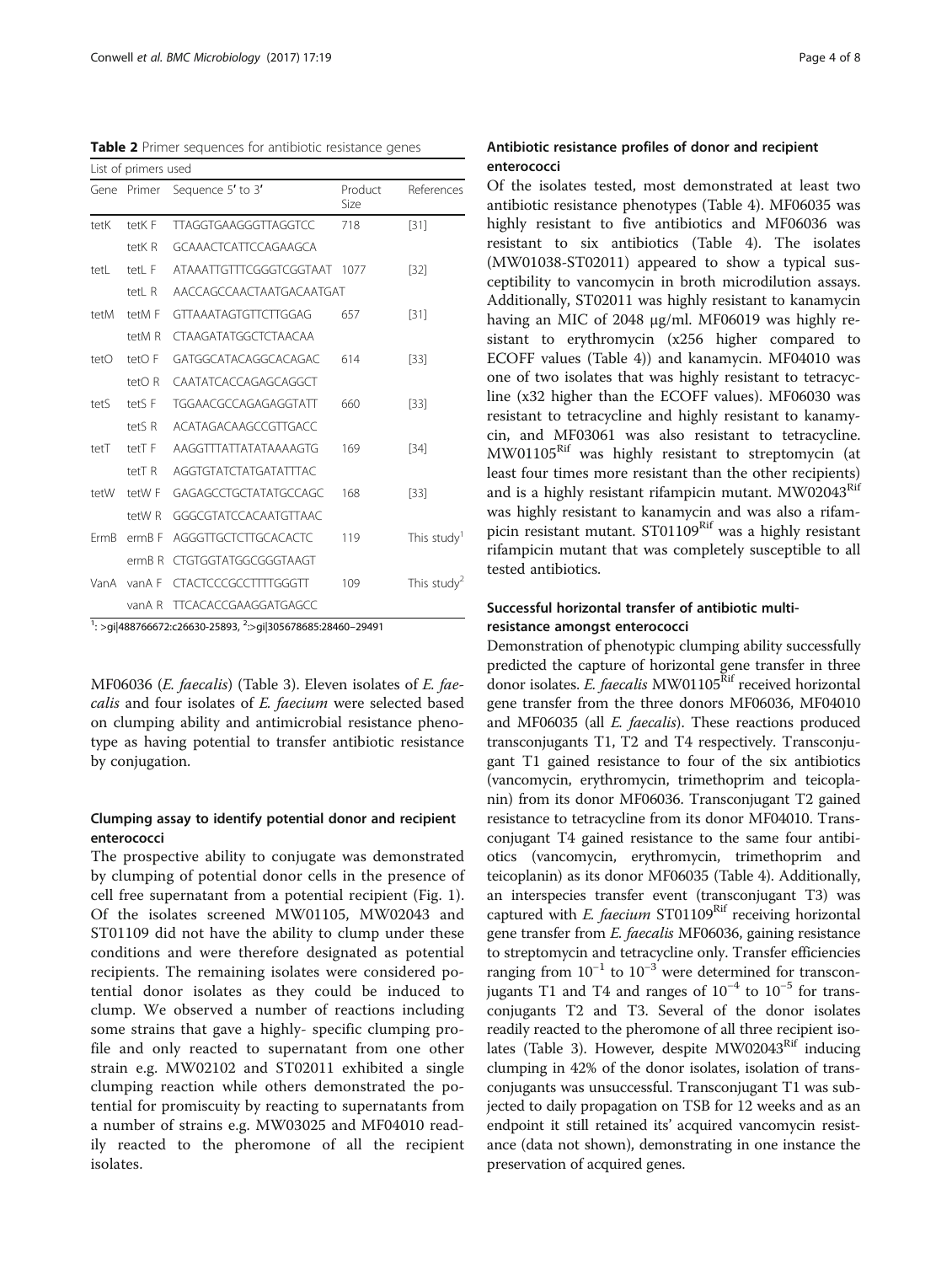**Table 2** Primer sequences for antibiotic resistance genes

| List of primers used | | | | |
|---|---|---|---|---|
| Gene | Primer | Sequence 5′ to 3′ | Product Size | References |
| tetK | tetK F | TTAGGTGAAGGGTTAGGTCC | 718 | [31] |
| | tetK R | GCAAACTCATTCCAGAAGCA | | |
| tetL | tetL F | ATAAATTGTTTCGGGTCGGTAAT | 1077 | [32] |
| | tetL R | AACCAGCCAACTAATGACAATGAT | | |
| tetM | tetM F | GTTAAATAGTGTTCTTGGAG | 657 | [31] |
| | tetM R | CTAAGATATGGCTCTAACAA | | |
| tetO | tetO F | GATGGCATACAGGCACAGAC | 614 | [33] |
| | tetO R | CAATATCACCAGAGCAGGCT | | |
| tetS | tetS F | TGGAACGCCAGAGAGGTATT | 660 | [33] |
| | tetS R | ACATAGACAAGCCGTTGACC | | |
| tetT | tetT F | AAGGTTTATTATATAAAAGTG | 169 | [34] |
| | tetT R | AGGTGTATCTATGATATTTAC | | |
| tetW | tetW F | GAGAGCCTGCTATATGCCAGC | 168 | [33] |
| | tetW R | GGGCGTATCCACAATGTTAAC | | |
| ErmB | ermB F | AGGGTTGCTCTTGCACACTC | 119 | This study[1] |
| | ermB R | CTGTGGTATGGCGGGTAAGT | | |
| VanA | vanA F | CTACTCCCGCCTTTTGGGTT | 109 | This study[2] |
| | vanA R | TTCACACCGAAGGATGAGCC | | |

[1]: >gi|488766672:c26630-25893, [2]:>gi|305678685:28460–29491

MF06036 (*E. faecalis*) (Table 3). Eleven isolates of *E. faecalis* and four isolates of *E. faecium* were selected based on clumping ability and antimicrobial resistance phenotype as having potential to transfer antibiotic resistance by conjugation.

## Clumping assay to identify potential donor and recipient enterococci

The prospective ability to conjugate was demonstrated by clumping of potential donor cells in the presence of cell free supernatant from a potential recipient (Fig. 1). Of the isolates screened MW01105, MW02043 and ST01109 did not have the ability to clump under these conditions and were therefore designated as potential recipients. The remaining isolates were considered potential donor isolates as they could be induced to clump. We observed a number of reactions including some strains that gave a highly- specific clumping profile and only reacted to supernatant from one other strain e.g. MW02102 and ST02011 exhibited a single clumping reaction while others demonstrated the potential for promiscuity by reacting to supernatants from a number of strains e.g. MW03025 and MF04010 readily reacted to the pheromone of all the recipient isolates.

## Antibiotic resistance profiles of donor and recipient enterococci

Of the isolates tested, most demonstrated at least two antibiotic resistance phenotypes (Table 4). MF06035 was highly resistant to five antibiotics and MF06036 was resistant to six antibiotics (Table 4). The isolates (MW01038-ST02011) appeared to show a typical susceptibility to vancomycin in broth microdilution assays. Additionally, ST02011 was highly resistant to kanamycin having an MIC of 2048 μg/ml. MF06019 was highly resistant to erythromycin (x256 higher compared to ECOFF values (Table 4)) and kanamycin. MF04010 was one of two isolates that was highly resistant to tetracycline (x32 higher than the ECOFF values). MF06030 was resistant to tetracycline and highly resistant to kanamycin, and MF03061 was also resistant to tetracycline. MW01105$^{Rif}$ was highly resistant to streptomycin (at least four times more resistant than the other recipients) and is a highly resistant rifampicin mutant. MW02043$^{Rif}$ was highly resistant to kanamycin and was also a rifampicin resistant mutant. ST01109$^{Rif}$ was a highly resistant rifampicin mutant that was completely susceptible to all tested antibiotics.

## Successful horizontal transfer of antibiotic multi-resistance amongst enterococci

Demonstration of phenotypic clumping ability successfully predicted the capture of horizontal gene transfer in three donor isolates. *E. faecalis* MW01105$^{Rif}$ received horizontal gene transfer from the three donors MF06036, MF04010 and MF06035 (all *E. faecalis*). These reactions produced transconjugants T1, T2 and T4 respectively. Transconjugant T1 gained resistance to four of the six antibiotics (vancomycin, erythromycin, trimethoprim and teicoplanin) from its donor MF06036. Transconjugant T2 gained resistance to tetracycline from its donor MF04010. Transconjugant T4 gained resistance to the same four antibiotics (vancomycin, erythromycin, trimethoprim and teicoplanin) as its donor MF06035 (Table 4). Additionally, an interspecies transfer event (transconjugant T3) was captured with *E. faecium* ST01109$^{Rif}$ receiving horizontal gene transfer from *E. faecalis* MF06036, gaining resistance to streptomycin and tetracycline only. Transfer efficiencies ranging from $10^{-1}$ to $10^{-3}$ were determined for transconjugants T1 and T4 and ranges of $10^{-4}$ to $10^{-5}$ for transconjugants T2 and T3. Several of the donor isolates readily reacted to the pheromone of all three recipient isolates (Table 3). However, despite MW02043$^{Rif}$ inducing clumping in 42% of the donor isolates, isolation of transconjugants was unsuccessful. Transconjugant T1 was subjected to daily propagation on TSB for 12 weeks and as an endpoint it still retained its' acquired vancomycin resistance (data not shown), demonstrating in one instance the preservation of acquired genes.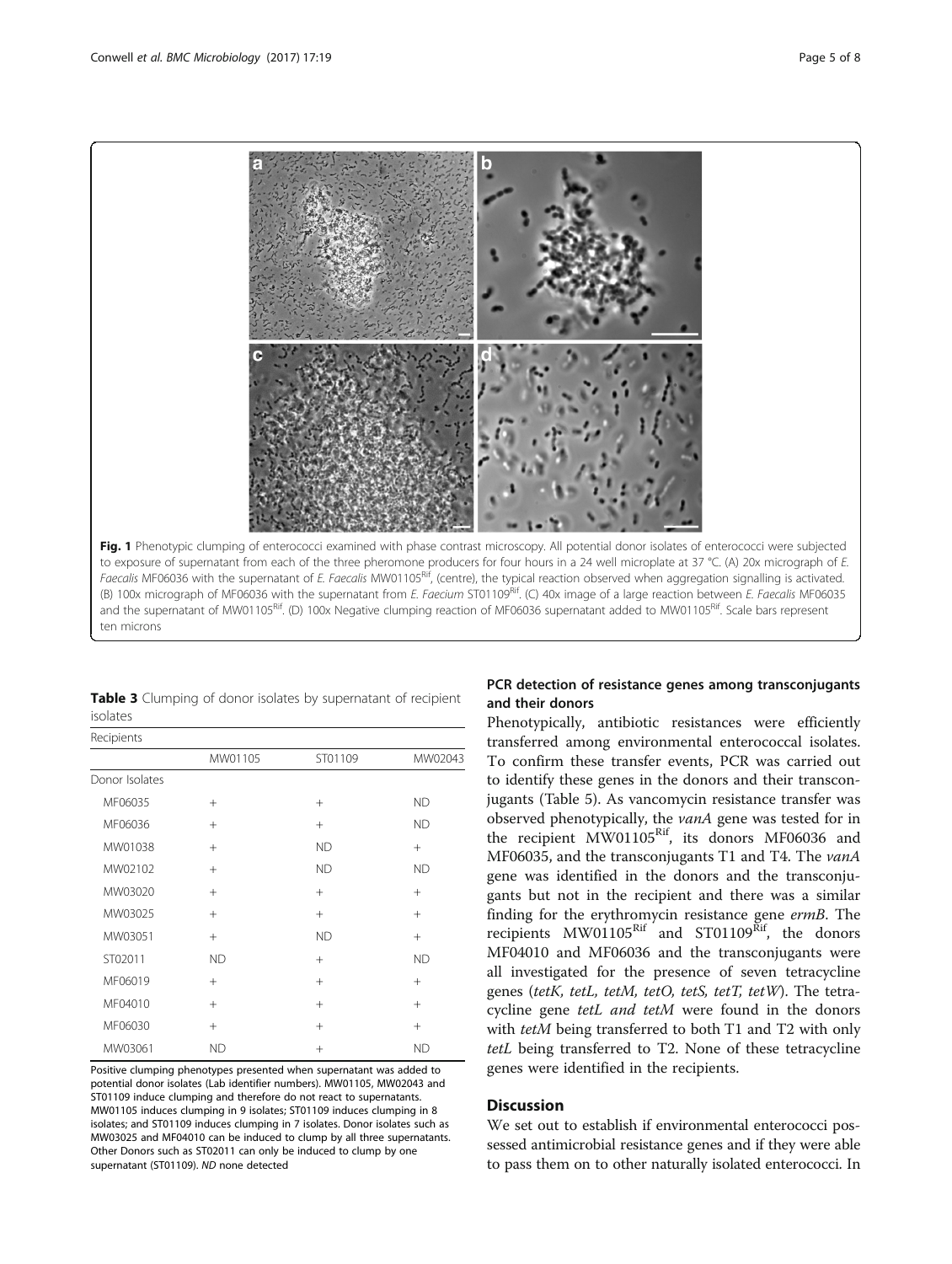**Fig. 1** Phenotypic clumping of enterococci examined with phase contrast microscopy. All potential donor isolates of enterococci were subjected to exposure of supernatant from each of the three pheromone producers for four hours in a 24 well microplate at 37 °C. (A) 20x micrograph of *E. Faecalis* MF06036 with the supernatant of *E. Faecalis* MW01105[Rif], (centre), the typical reaction observed when aggregation signalling is activated. (B) 100x micrograph of MF06036 with the supernatant from *E. Faecium* ST01109[Rif]. (C) 40x image of a large reaction between *E. Faecalis* MF06035 and the supernatant of MW01105[Rif]. (D) 100x Negative clumping reaction of MF06036 supernatant added to MW01105[Rif]. Scale bars represent ten microns

**Table 3** Clumping of donor isolates by supernatant of recipient isolates

| Recipients | | | |
|---|---|---|---|
| | MW01105 | ST01109 | MW02043 |
| Donor Isolates | | | |
| MF06035 | + | + | ND |
| MF06036 | + | + | ND |
| MW01038 | + | ND | + |
| MW02102 | + | ND | ND |
| MW03020 | + | + | + |
| MW03025 | + | + | + |
| MW03051 | + | ND | + |
| ST02011 | ND | + | ND |
| MF06019 | + | + | + |
| MF04010 | + | + | + |
| MF06030 | + | + | + |
| MW03061 | ND | + | ND |

Positive clumping phenotypes presented when supernatant was added to potential donor isolates (Lab identifier numbers). MW01105, MW02043 and ST01109 induce clumping and therefore do not react to supernatants. MW01105 induces clumping in 9 isolates; ST01109 induces clumping in 8 isolates; and ST01109 induces clumping in 7 isolates. Donor isolates such as MW03025 and MF04010 can be induced to clump by all three supernatants. Other Donors such as ST02011 can only be induced to clump by one supernatant (ST01109). *ND* none detected

### PCR detection of resistance genes among transconjugants and their donors

Phenotypically, antibiotic resistances were efficiently transferred among environmental enterococcal isolates. To confirm these transfer events, PCR was carried out to identify these genes in the donors and their transconjugants (Table 5). As vancomycin resistance transfer was observed phenotypically, the *vanA* gene was tested for in the recipient MW01105[Rif], its donors MF06036 and MF06035, and the transconjugants T1 and T4. The *vanA* gene was identified in the donors and the transconjugants but not in the recipient and there was a similar finding for the erythromycin resistance gene *ermB*. The recipients MW01105[Rif] and ST01109[Rif], the donors MF04010 and MF06036 and the transconjugants were all investigated for the presence of seven tetracycline genes (*tetK, tetL, tetM, tetO, tetS, tetT, tetW*). The tetracycline gene *tetL and tetM* were found in the donors with *tetM* being transferred to both T1 and T2 with only *tetL* being transferred to T2. None of these tetracycline genes were identified in the recipients.

## Discussion

We set out to establish if environmental enterococci possessed antimicrobial resistance genes and if they were able to pass them on to other naturally isolated enterococci. In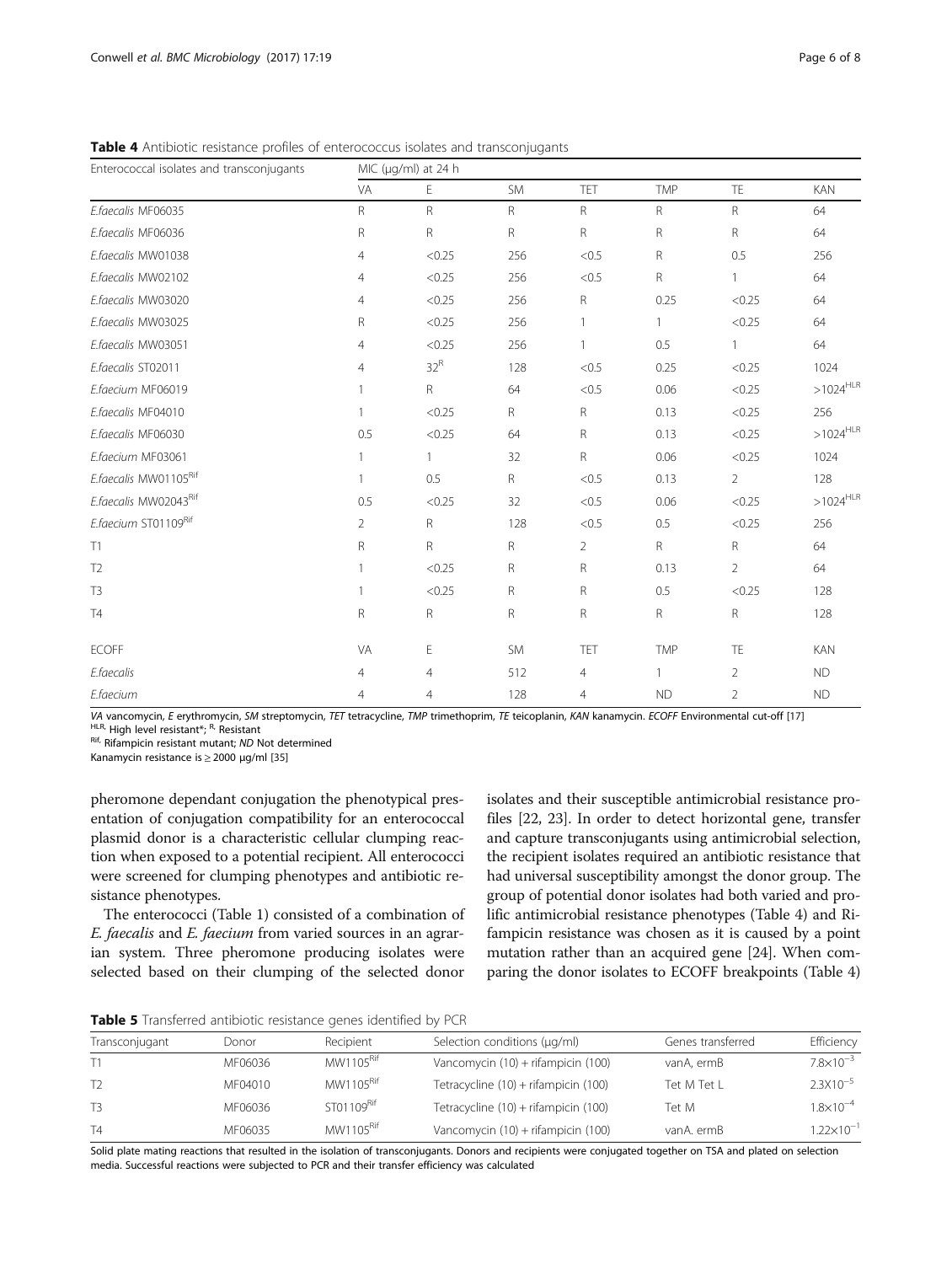**Table 4** Antibiotic resistance profiles of enterococcus isolates and transconjugants

| Enterococcal isolates and transconjugants | MIC (μg/ml) at 24 h | | | | | | |
|---|---|---|---|---|---|---|---|
| | VA | E | SM | TET | TMP | TE | KAN |
| *E.faecalis* MF06035 | R | R | R | R | R | R | 64 |
| *E.faecalis* MF06036 | R | R | R | R | R | R | 64 |
| *E.faecalis* MW01038 | 4 | <0.25 | 256 | <0.5 | R | 0.5 | 256 |
| *E.faecalis* MW02102 | 4 | <0.25 | 256 | <0.5 | R | 1 | 64 |
| *E.faecalis* MW03020 | 4 | <0.25 | 256 | R | 0.25 | <0.25 | 64 |
| *E.faecalis* MW03025 | R | <0.25 | 256 | 1 | 1 | <0.25 | 64 |
| *E.faecalis* MW03051 | 4 | <0.25 | 256 | 1 | 0.5 | 1 | 64 |
| *E.faecalis* ST02011 | 4 | 32[R] | 128 | <0.5 | 0.25 | <0.25 | 1024 |
| *E.faecium* MF06019 | 1 | R | 64 | <0.5 | 0.06 | <0.25 | >1024[HLR] |
| *E.faecalis* MF04010 | 1 | <0.25 | R | R | 0.13 | <0.25 | 256 |
| *E.faecalis* MF06030 | 0.5 | <0.25 | 64 | R | 0.13 | <0.25 | >1024[HLR] |
| *E.faecium* MF03061 | 1 | 1 | 32 | R | 0.06 | <0.25 | 1024 |
| *E.faecalis* MW01105[Rif] | 1 | 0.5 | R | <0.5 | 0.13 | 2 | 128 |
| *E.faecalis* MW02043[Rif] | 0.5 | <0.25 | 32 | <0.5 | 0.06 | <0.25 | >1024[HLR] |
| *E.faecium* ST01109[Rif] | 2 | R | 128 | <0.5 | 0.5 | <0.25 | 256 |
| T1 | R | R | R | 2 | R | R | 64 |
| T2 | 1 | <0.25 | R | R | 0.13 | 2 | 64 |
| T3 | 1 | <0.25 | R | R | 0.5 | <0.25 | 128 |
| T4 | R | R | R | R | R | R | 128 |
| ECOFF | VA | E | SM | TET | TMP | TE | KAN |
| *E.faecalis* | 4 | 4 | 512 | 4 | 1 | 2 | ND |
| *E.faecium* | 4 | 4 | 128 | 4 | ND | 2 | ND |

*VA* vancomycin, *E* erythromycin, *SM* streptomycin, *TET* tetracycline, *TMP* trimethoprim, *TE* teicoplanin, *KAN* kanamycin. *ECOFF* Environmental cut-off [17]
HLR: High level resistant*; R: Resistant
Rif: Rifampicin resistant mutant; *ND* Not determined
Kanamycin resistance is ≥ 2000 μg/ml [35]

pheromone dependant conjugation the phenotypical presentation of conjugation compatibility for an enterococcal plasmid donor is a characteristic cellular clumping reaction when exposed to a potential recipient. All enterococci were screened for clumping phenotypes and antibiotic resistance phenotypes.

The enterococci (Table 1) consisted of a combination of *E. faecalis* and *E. faecium* from varied sources in an agrarian system. Three pheromone producing isolates were selected based on their clumping of the selected donor isolates and their susceptible antimicrobial resistance profiles [22, 23]. In order to detect horizontal gene, transfer and capture transconjugants using antimicrobial selection, the recipient isolates required an antibiotic resistance that had universal susceptibility amongst the donor group. The group of potential donor isolates had both varied and prolific antimicrobial resistance phenotypes (Table 4) and Rifampicin resistance was chosen as it is caused by a point mutation rather than an acquired gene [24]. When comparing the donor isolates to ECOFF breakpoints (Table 4)

**Table 5** Transferred antibiotic resistance genes identified by PCR

| Transconjugant | Donor | Recipient | Selection conditions (μg/ml) | Genes transferred | Efficiency |
|---|---|---|---|---|---|
| T1 | MF06036 | MW1105[Rif] | Vancomycin (10) + rifampicin (100) | vanA, ermB | $7.8\times10^{-3}$ |
| T2 | MF04010 | MW1105[Rif] | Tetracycline (10) + rifampicin (100) | Tet M Tet L | $2.3\text{X}10^{-5}$ |
| T3 | MF06036 | ST01109[Rif] | Tetracycline (10) + rifampicin (100) | Tet M | $1.8\times10^{-4}$ |
| T4 | MF06035 | MW1105[Rif] | Vancomycin (10) + rifampicin (100) | vanA. ermB | $1.22\times10^{-1}$ |

Solid plate mating reactions that resulted in the isolation of transconjugants. Donors and recipients were conjugated together on TSA and plated on selection media. Successful reactions were subjected to PCR and their transfer efficiency was calculated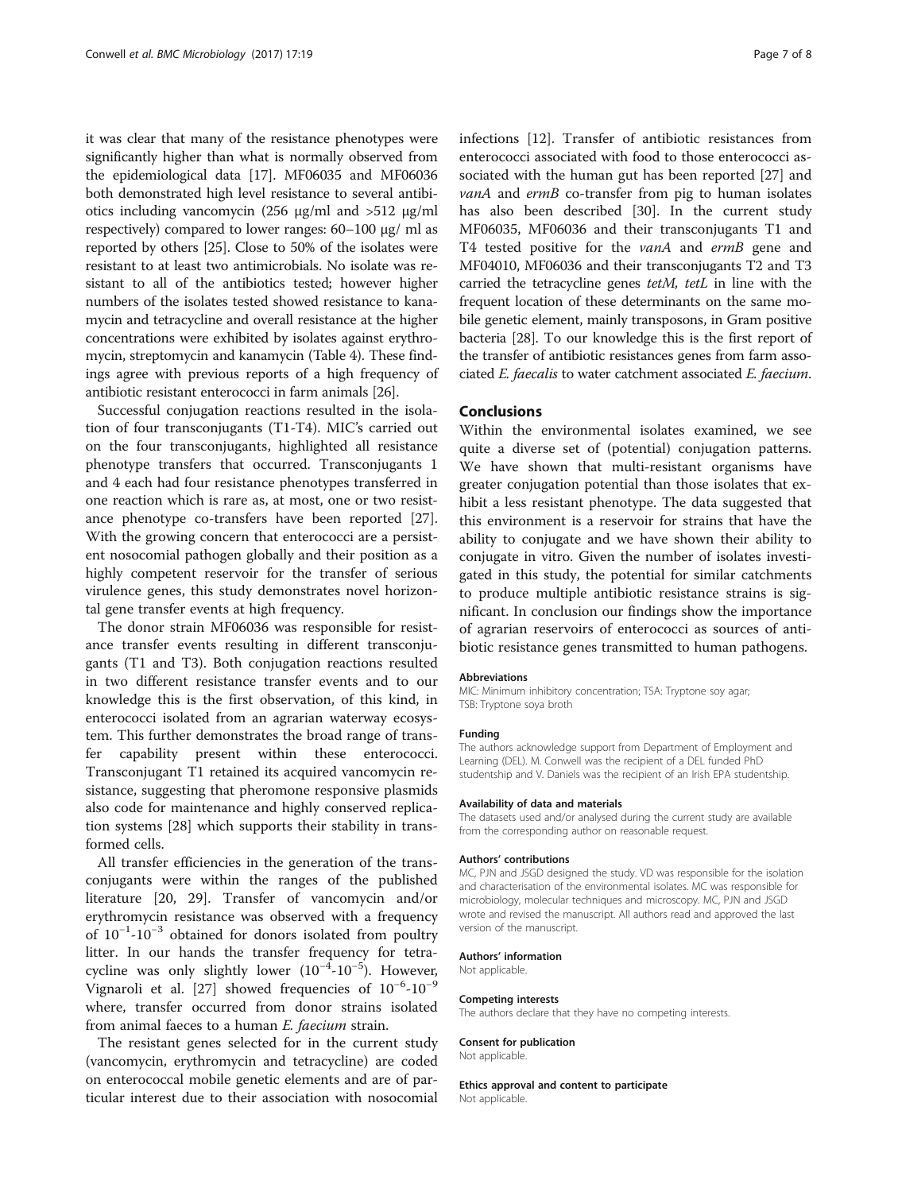it was clear that many of the resistance phenotypes were significantly higher than what is normally observed from the epidemiological data [17]. MF06035 and MF06036 both demonstrated high level resistance to several antibiotics including vancomycin (256 μg/ml and >512 μg/ml respectively) compared to lower ranges: 60–100 μg/ ml as reported by others [25]. Close to 50% of the isolates were resistant to at least two antimicrobials. No isolate was resistant to all of the antibiotics tested; however higher numbers of the isolates tested showed resistance to kanamycin and tetracycline and overall resistance at the higher concentrations were exhibited by isolates against erythromycin, streptomycin and kanamycin (Table 4). These findings agree with previous reports of a high frequency of antibiotic resistant enterococci in farm animals [26].

Successful conjugation reactions resulted in the isolation of four transconjugants (T1-T4). MIC's carried out on the four transconjugants, highlighted all resistance phenotype transfers that occurred. Transconjugants 1 and 4 each had four resistance phenotypes transferred in one reaction which is rare as, at most, one or two resistance phenotype co-transfers have been reported [27]. With the growing concern that enterococci are a persistent nosocomial pathogen globally and their position as a highly competent reservoir for the transfer of serious virulence genes, this study demonstrates novel horizontal gene transfer events at high frequency.

The donor strain MF06036 was responsible for resistance transfer events resulting in different transconjugants (T1 and T3). Both conjugation reactions resulted in two different resistance transfer events and to our knowledge this is the first observation, of this kind, in enterococci isolated from an agrarian waterway ecosystem. This further demonstrates the broad range of transfer capability present within these enterococci. Transconjugant T1 retained its acquired vancomycin resistance, suggesting that pheromone responsive plasmids also code for maintenance and highly conserved replication systems [28] which supports their stability in transformed cells.

All transfer efficiencies in the generation of the transconjugants were within the ranges of the published literature [20, 29]. Transfer of vancomycin and/or erythromycin resistance was observed with a frequency of $10^{-1}$-$10^{-3}$ obtained for donors isolated from poultry litter. In our hands the transfer frequency for tetracycline was only slightly lower ($10^{-4}$-$10^{-5}$). However, Vignaroli et al. [27] showed frequencies of $10^{-6}$-$10^{-9}$ where, transfer occurred from donor strains isolated from animal faeces to a human *E. faecium* strain.

The resistant genes selected for in the current study (vancomycin, erythromycin and tetracycline) are coded on enterococcal mobile genetic elements and are of particular interest due to their association with nosocomial infections [12]. Transfer of antibiotic resistances from enterococci associated with food to those enterococci associated with the human gut has been reported [27] and *vanA* and *ermB* co-transfer from pig to human isolates has also been described [30]. In the current study MF06035, MF06036 and their transconjugants T1 and T4 tested positive for the *vanA* and *ermB* gene and MF04010, MF06036 and their transconjugants T2 and T3 carried the tetracycline genes *tetM, tetL* in line with the frequent location of these determinants on the same mobile genetic element, mainly transposons, in Gram positive bacteria [28]. To our knowledge this is the first report of the transfer of antibiotic resistances genes from farm associated *E. faecalis* to water catchment associated *E. faecium*.

## Conclusions

Within the environmental isolates examined, we see quite a diverse set of (potential) conjugation patterns. We have shown that multi-resistant organisms have greater conjugation potential than those isolates that exhibit a less resistant phenotype. The data suggested that this environment is a reservoir for strains that have the ability to conjugate and we have shown their ability to conjugate in vitro. Given the number of isolates investigated in this study, the potential for similar catchments to produce multiple antibiotic resistance strains is significant. In conclusion our findings show the importance of agrarian reservoirs of enterococci as sources of antibiotic resistance genes transmitted to human pathogens.

#### Abbreviations

MIC: Minimum inhibitory concentration; TSA: Tryptone soy agar; TSB: Tryptone soya broth

#### Funding

The authors acknowledge support from Department of Employment and Learning (DEL). M. Conwell was the recipient of a DEL funded PhD studentship and V. Daniels was the recipient of an Irish EPA studentship.

#### Availability of data and materials

The datasets used and/or analysed during the current study are available from the corresponding author on reasonable request.

#### Authors' contributions

MC, PJN and JSGD designed the study. VD was responsible for the isolation and characterisation of the environmental isolates. MC was responsible for microbiology, molecular techniques and microscopy. MC, PJN and JSGD wrote and revised the manuscript. All authors read and approved the last version of the manuscript.

#### Authors' information

Not applicable.

#### Competing interests

The authors declare that they have no competing interests.

#### Consent for publication

Not applicable.

#### Ethics approval and content to participate

Not applicable.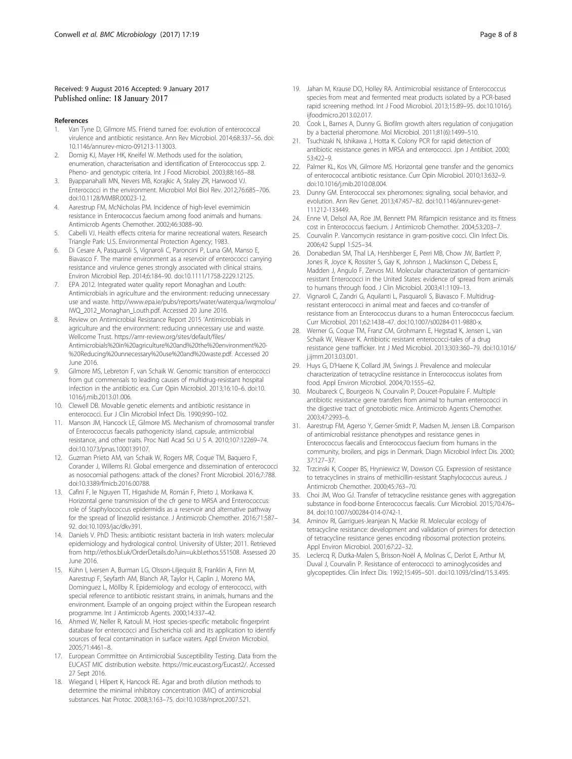Received: 9 August 2016 Accepted: 9 January 2017
Published online: 18 January 2017

## References

1. Van Tyne D, Gilmore MS. Friend turned foe: evolution of enterococcal virulence and antibiotic resistance. Ann Rev Microbiol. 2014;68:337–56. doi: 10.1146/annurev-micro-091213-113003.
2. Domig KJ, Mayer HK, Kneifel W. Methods used for the isolation, enumeration, characterisation and identification of Enterococcus spp. 2. Pheno- and genotypic criteria. Int J Food Microbiol. 2003;88:165–88.
3. Byappanahalli MN, Nevers MB, Korajkic A, Staley ZR, Harwood VJ. Enterococci in the environment. Microbiol Mol Biol Rev. 2012;76:685–706. doi:10.1128/MMBR.00023-12.
4. Aarestrup FM, McNicholas PM. Incidence of high-level evernimicin resistance in Enterococcus faecium among food animals and humans. Antimicrob Agents Chemother. 2002;46:3088–90.
5. Cabelli VJ. Health effects criteria for marine recreational waters. Research Triangle Park: U.S. Environmental Protection Agency; 1983.
6. Di Cesare A, Pasquaroli S, Vignaroli C, Paroncini P, Luna GM, Manso E, Biavasco F. The marine environment as a reservoir of enterococci carrying resistance and virulence genes strongly associated with clinical strains. Environ Microbiol Rep. 2014;6:184–90. doi:10.1111/1758-2229.12125.
7. EPA 2012. Integrated water quality report Monaghan and Louth: Antimicrobials in agriculture and the environment: reducing unnecessary use and waste. http://www.epa.ie/pubs/reports/water/waterqua/iwqmolou/IWQ_2012_Monaghan_Louth.pdf. Accessed 20 June 2016.
8. Review on Antimicrobial Resistance Report 2015 'Antimicrobials in agriculture and the environment: reducing unnecessary use and waste. Wellcome Trust. https://amr-review.org/sites/default/files/Antimicrobials%20in%20agriculture%20and%20the%20environment%20-%20Reducing%20unnecessary%20use%20and%20waste.pdf. Accessed 20 June 2016.
9. Gilmore MS, Lebreton F, van Schaik W. Genomic transition of enterococci from gut commensals to leading causes of multidrug-resistant hospital infection in the antibiotic era. Curr Opin Microbiol. 2013;16:10–6. doi:10.1016/j.mib.2013.01.006.
10. Clewell DB. Movable genetic elements and antibiotic resistance in enterococci. Eur J Clin Microbiol Infect Dis. 1990;9:90–102.
11. Manson JM, Hancock LE, Gilmore MS. Mechanism of chromosomal transfer of Enterococcus faecalis pathogenicity island, capsule, antimicrobial resistance, and other traits. Proc Natl Acad Sci U S A. 2010;107:12269–74. doi:10.1073/pnas.1000139107.
12. Guzman Prieto AM, van Schaik W, Rogers MR, Coque TM, Baquero F, Corander J, Willems RJ. Global emergence and dissemination of enterococci as nosocomial pathogens: attack of the clones? Front Microbiol. 2016;7:788. doi:10.3389/fmicb.2016.00788.
13. Cafini F, le Nguyen TT, Higashide M, Román F, Prieto J, Morikawa K. Horizontal gene transmission of the cfr gene to MRSA and Enterococcus: role of Staphylococcus epidermidis as a reservoir and alternative pathway for the spread of linezolid resistance. J Antimicrob Chemother. 2016;71:587–92. doi:10.1093/jac/dkv391.
14. Daniels V. PhD Thesis: antibiotic resistant bacteria in Irish waters: molecular epidemiology and hydrological control. University of Ulster; 2011. Retrieved from http://ethos.bl.uk/OrderDetails.do?uin=uk.bl.ethos.551508. Assessed 20 June 2016.
15. Kühn I, Iversen A, Burman LG, Olsson-Liljequist B, Franklin A, Finn M, Aarestrup F, Seyfarth AM, Blanch AR, Taylor H, Caplin J, Moreno MA, Dominguez L, Möllby R. Epidemiology and ecology of enterococci, with special reference to antibiotic resistant strains, in animals, humans and the environment. Example of an ongoing project within the European research programme. Int J Antimicrob Agents. 2000;14:337–42.
16. Ahmed W, Neller R, Katouli M. Host species-specific metabolic fingerprint database for enterococci and Escherichia coli and its application to identify sources of fecal contamination in surface waters. Appl Environ Microbiol. 2005;71:4461–8.
17. European Committee on Antimicrobial Susceptibility Testing. Data from the EUCAST MIC distribution website. https://mic.eucast.org/Eucast2/. Accessed 27 Sept 2016.
18. Wiegand I, Hilpert K, Hancock RE. Agar and broth dilution methods to determine the minimal inhibitory concentration (MIC) of antimicrobial substances. Nat Protoc. 2008;3:163–75. doi:10.1038/nprot.2007.521.
19. Jahan M, Krause DO, Holley RA. Antimicrobial resistance of Enterococcus species from meat and fermented meat products isolated by a PCR-based rapid screening method. Int J Food Microbiol. 2013;15:89–95. doi:10.1016/j.ijfoodmicro.2013.02.017.
20. Cook L, Barnes A, Dunny G. Biofilm growth alters regulation of conjugation by a bacterial pheromone. Mol Microbiol. 2011;81(6):1499–510.
21. Tsuchizaki N, Ishikawa J, Hotta K. Colony PCR for rapid detection of antibiotic resistance genes in MRSA and enterococci. Jpn J Antibiot. 2000;53:422–9.
22. Palmer KL, Kos VN, Gilmore MS. Horizontal gene transfer and the genomics of enterococcal antibiotic resistance. Curr Opin Microbiol. 2010;13:632–9. doi:10.1016/j.mib.2010.08.004.
23. Dunny GM. Enterococcal sex pheromones: signaling, social behavior, and evolution. Ann Rev Genet. 2013;47:457–82. doi:10.1146/annurev-genet-111212-133449.
24. Enne VI, Delsol AA, Roe JM, Bennett PM. Rifampicin resistance and its fitness cost in Enterococcus faecium. J Antimicrob Chemother. 2004;53:203–7.
25. Courvalin P. Vancomycin resistance in gram-positive cocci. Clin Infect Dis. 2006;42 Suppl 1:S25–34.
26. Donabedian SM, Thal LA, Hershberger E, Perri MB, Chow JW, Bartlett P, Jones R, Joyce K, Rossiter S, Gay K, Johnson J, Mackinson C, Debess E, Madden J, Angulo F, Zervos MJ. Molecular characterization of gentamicin-resistant Enterococci in the United States: evidence of spread from animals to humans through food. J Clin Microbiol. 2003;41:1109–13.
27. Vignaroli C, Zandri G, Aquilanti L, Pasquaroli S, Biavasco F. Multidrug-resistant enterococci in animal meat and faeces and co-transfer of resistance from an Enterococcus durans to a human Enterococcus faecium. Curr Microbiol. 2011;62:1438–47. doi:10.1007/s00284-011-9880-x.
28. Werner G, Coque TM, Franz CM, Grohmann E, Hegstad K, Jensen L, van Schaik W, Weaver K. Antibiotic resistant enterococci-tales of a drug resistance gene trafficker. Int J Med Microbiol. 2013;303:360–79. doi:10.1016/j.ijmm.2013.03.001.
29. Huys G, D'Haene K, Collard JM, Swings J. Prevalence and molecular characterization of tetracycline resistance in Enterococcus isolates from food. Appl Environ Microbiol. 2004;70:1555–62.
30. Moubareck C, Bourgeois N, Courvalin P, Doucet-Populaire F. Multiple antibiotic resistance gene transfers from animal to human enterococci in the digestive tract of gnotobiotic mice. Antimicrob Agents Chemother. 2003;47:2993–6.
31. Aarestrup FM, Agerso Y, Gerner-Smidt P, Madsen M, Jensen LB. Comparison of antimicrobial resistance phenotypes and resistance genes in Enterococcus faecalis and Enterococcus faecium from humans in the community, broilers, and pigs in Denmark. Diagn Microbiol Infect Dis. 2000;37:127–37.
32. Trzcinski K, Cooper BS, Hryniewicz W, Dowson CG. Expression of resistance to tetracyclines in strains of methicillin-resistant Staphylococcus aureus. J Antimicrob Chemother. 2000;45:763–70.
33. Choi JM, Woo GJ. Transfer of tetracycline resistance genes with aggregation substance in food-borne Enterococcus faecalis. Curr Microbiol. 2015;70:476–84. doi:10.1007/s00284-014-0742-1.
34. Aminov RI, Garrigues-Jeanjean N, Mackie RI. Molecular ecology of tetracycline resistance: development and validation of primers for detection of tetracycline resistance genes encoding ribosomal protection proteins. Appl Environ Microbiol. 2001;67:22–32.
35. Leclercq R, Dutka-Malen S, Brisson-Noël A, Molinas C, Derlot E, Arthur M, Duval J, Courvalin P. Resistance of enterococci to aminoglycosides and glycopeptides. Clin Infect Dis. 1992;15:495–501. doi:10.1093/clind/15.3.495.